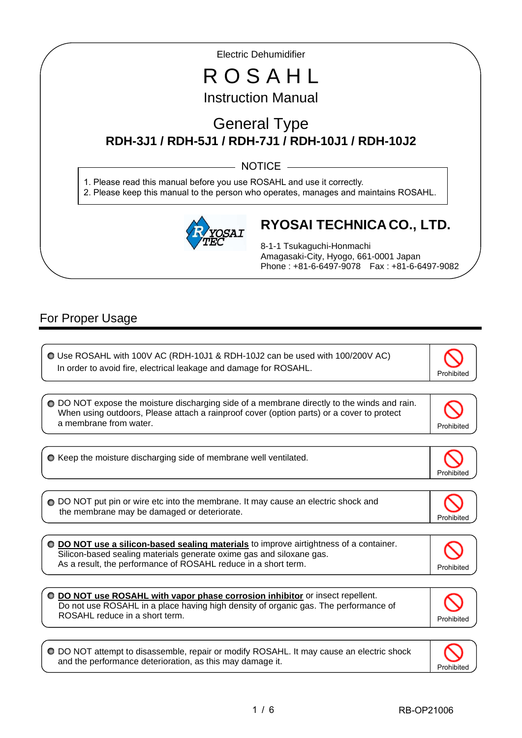Electric Dehumidifier

# R O S A H L

## Instruction Manual

## General Type

**RDH-3J1 / RDH-5J1 / RDH-7J1 / RDH-10J1 / RDH-10J2**

NOTICE

1. Please read this manual before you use ROSAHL and use it correctly.
2. Please keep this manual to the person who operates, manages and maintains ROSAHL.

RYOSAI TEC

**RYOSAI TECHNICA CO., LTD.**

8-1-1 Tsukaguchi-Honmachi
Amagasaki-City, Hyogo, 661-0001 Japan
Phone : +81-6-6497-9078　Fax : +81-6-6497-9082

## For Proper Usage

- Use ROSAHL with 100V AC (RDH-10J1 & RDH-10J2 can be used with 100/200V AC)
  In order to avoid fire, electrical leakage and damage for ROSAHL. — Prohibited

- DO NOT expose the moisture discharging side of a membrane directly to the winds and rain.
  When using outdoors, Please attach a rainproof cover (option parts) or a cover to protect a membrane from water. — Prohibited

- Keep the moisture discharging side of membrane well ventilated. — Prohibited

- DO NOT put pin or wire etc into the membrane. It may cause an electric shock and the membrane may be damaged or deteriorate. — Prohibited

- **DO NOT use a silicon-based sealing materials** to improve airtightness of a container.
  Silicon-based sealing materials generate oxime gas and siloxane gas.
  As a result, the performance of ROSAHL reduce in a short term. — Prohibited

- **DO NOT use ROSAHL with vapor phase corrosion inhibitor** or insect repellent.
  Do not use ROSAHL in a place having high density of organic gas. The performance of ROSAHL reduce in a short term. — Prohibited

- DO NOT attempt to disassemble, repair or modify ROSAHL. It may cause an electric shock and the performance deterioration, as this may damage it. — Prohibited

RB-OP21006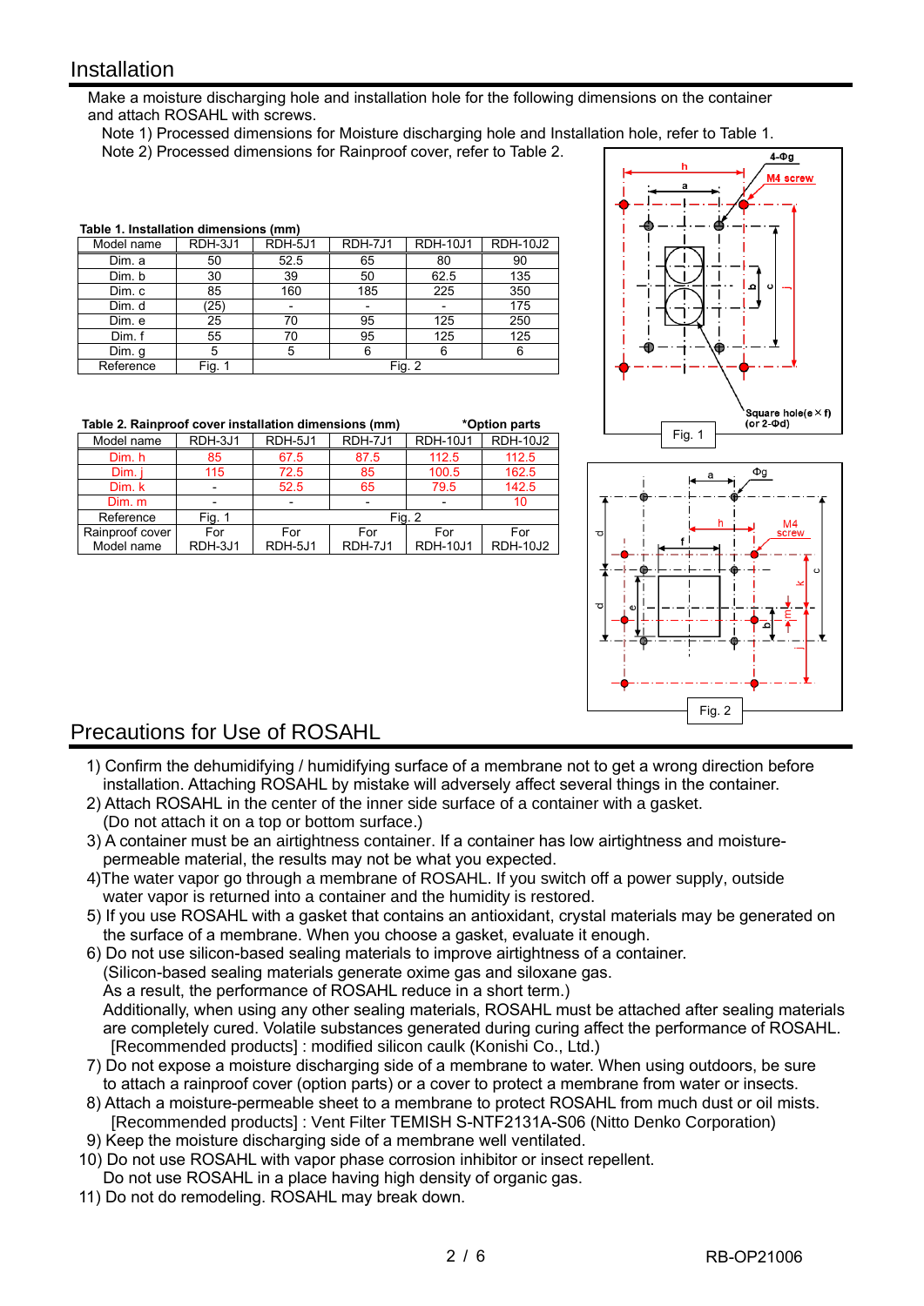## Installation

Make a moisture discharging hole and installation hole for the following dimensions on the container and attach ROSAHL with screws.

Note 1) Processed dimensions for Moisture discharging hole and Installation hole, refer to Table 1.

Note 2) Processed dimensions for Rainproof cover, refer to Table 2.

**Table 1. Installation dimensions (mm)**

| Model name | RDH-3J1 | RDH-5J1 | RDH-7J1 | RDH-10J1 | RDH-10J2 |
|---|---|---|---|---|---|
| Dim. a | 50 | 52.5 | 65 | 80 | 90 |
| Dim. b | 30 | 39 | 50 | 62.5 | 135 |
| Dim. c | 85 | 160 | 185 | 225 | 350 |
| Dim. d | (25) | - | - | - | 175 |
| Dim. e | 25 | 70 | 95 | 125 | 250 |
| Dim. f | 55 | 70 | 95 | 125 | 125 |
| Dim. g | 5 | 5 | 6 | 6 | 6 |
| Reference | Fig. 1 | Fig. 2 | | | |

**Table 2. Rainproof cover installation dimensions (mm)** *Option parts

| Model name | RDH-3J1 | RDH-5J1 | RDH-7J1 | RDH-10J1 | RDH-10J2 |
|---|---|---|---|---|---|
| Dim. h | 85 | 67.5 | 87.5 | 112.5 | 112.5 |
| Dim. j | 115 | 72.5 | 85 | 100.5 | 162.5 |
| Dim. k | - | 52.5 | 65 | 79.5 | 142.5 |
| Dim. m | - | - | - | - | 10 |
| Reference | Fig. 1 | Fig. 2 | | | |
| Rainproof cover Model name | For RDH-3J1 | For RDH-5J1 | For RDH-7J1 | For RDH-10J1 | For RDH-10J2 |

Fig. 1

Fig. 2

## Precautions for Use of ROSAHL

1) Confirm the dehumidifying / humidifying surface of a membrane not to get a wrong direction before installation. Attaching ROSAHL by mistake will adversely affect several things in the container.
2) Attach ROSAHL in the center of the inner side surface of a container with a gasket. (Do not attach it on a top or bottom surface.)
3) A container must be an airtightness container. If a container has low airtightness and moisture-permeable material, the results may not be what you expected.
4) The water vapor go through a membrane of ROSAHL. If you switch off a power supply, outside water vapor is returned into a container and the humidity is restored.
5) If you use ROSAHL with a gasket that contains an antioxidant, crystal materials may be generated on the surface of a membrane. When you choose a gasket, evaluate it enough.
6) Do not use silicon-based sealing materials to improve airtightness of a container. (Silicon-based sealing materials generate oxime gas and siloxane gas. As a result, the performance of ROSAHL reduce in a short term.) Additionally, when using any other sealing materials, ROSAHL must be attached after sealing materials are completely cured. Volatile substances generated during curing affect the performance of ROSAHL. [Recommended products] : modified silicon caulk (Konishi Co., Ltd.)
7) Do not expose a moisture discharging side of a membrane to water. When using outdoors, be sure to attach a rainproof cover (option parts) or a cover to protect a membrane from water or insects.
8) Attach a moisture-permeable sheet to a membrane to protect ROSAHL from much dust or oil mists. [Recommended products] : Vent Filter TEMISH S-NTF2131A-S06 (Nitto Denko Corporation)
9) Keep the moisture discharging side of a membrane well ventilated.
10) Do not use ROSAHL with vapor phase corrosion inhibitor or insect repellent. Do not use ROSAHL in a place having high density of organic gas.
11) Do not do remodeling. ROSAHL may break down.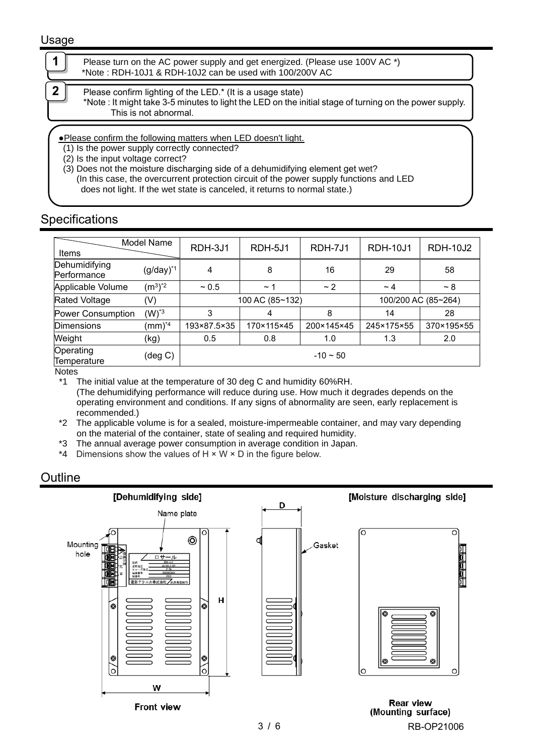## Usage

**1** Please turn on the AC power supply and get energized. (Please use 100V AC *)
*Note : RDH-10J1 & RDH-10J2 can be used with 100/200V AC

**2** Please confirm lighting of the LED.* (It is a usage state)
*Note : It might take 3-5 minutes to light the LED on the initial stage of turning on the power supply. This is not abnormal.

●Please confirm the following matters when LED doesn't light.

(1) Is the power supply correctly connected?
(2) Is the input voltage correct?
(3) Does not the moisture discharging side of a dehumidifying element get wet?
(In this case, the overcurrent protection circuit of the power supply functions and LED does not light. If the wet state is canceled, it returns to normal state.)

## Specifications

| Items \ Model Name | | RDH-3J1 | RDH-5J1 | RDH-7J1 | RDH-10J1 | RDH-10J2 |
|---|---|---|---|---|---|---|
| Dehumidifying Performance | (g/day)*1 | 4 | 8 | 16 | 29 | 58 |
| Applicable Volume | ($m^3$)*2 | ~ 0.5 | ~ 1 | ~ 2 | ~ 4 | ~ 8 |
| Rated Voltage | (V) | 100 AC (85~132) | | | 100/200 AC (85~264) | |
| Power Consumption | (W)*3 | 3 | 4 | 8 | 14 | 28 |
| Dimensions | (mm)*4 | 193×87.5×35 | 170×115×45 | 200×145×45 | 245×175×55 | 370×195×55 |
| Weight | (kg) | 0.5 | 0.8 | 1.0 | 1.3 | 2.0 |
| Operating Temperature | (deg C) | -10 ~ 50 | | | | |

Notes

*1 The initial value at the temperature of 30 deg C and humidity 60%RH.
(The dehumidifying performance will reduce during use. How much it degrades depends on the operating environment and conditions. If any signs of abnormality are seen, early replacement is recommended.)

*2 The applicable volume is for a sealed, moisture-impermeable container, and may vary depending on the material of the container, state of sealing and required humidity.

*3 The annual average power consumption in average condition in Japan.

*4 Dimensions show the values of H × W × D in the figure below.

## Outline

[Dehumidifying side]  [Moisture discharging side]

Name plate, Mounting hole, Gasket, H, W, D

Front view

Rear view (Mounting surface)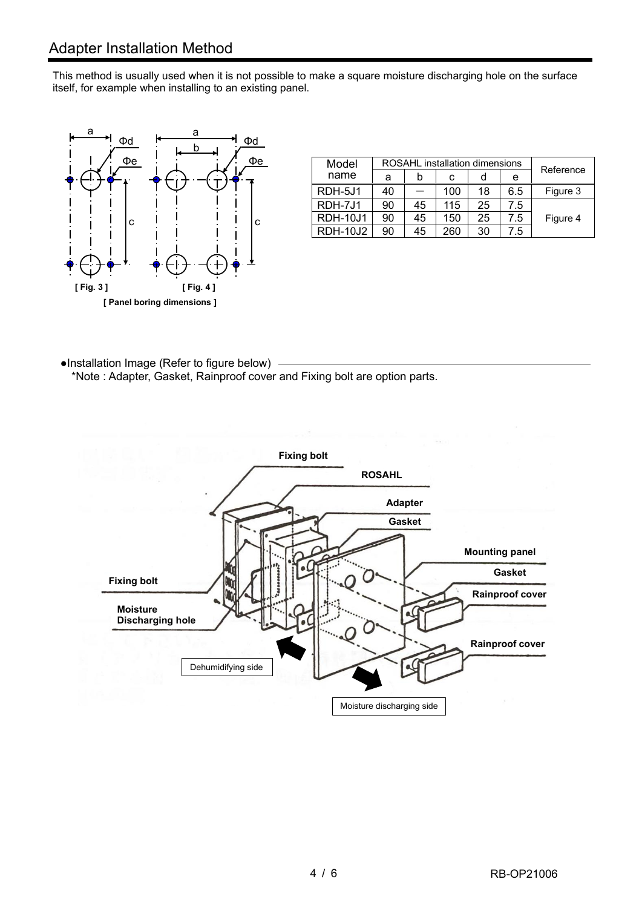## Adapter Installation Method

This method is usually used when it is not possible to make a square moisture discharging hole on the surface itself, for example when installing to an existing panel.

[ Fig. 3 ]    [ Fig. 4 ]

[ Panel boring dimensions ]

| Model name | ROSAHL installation dimensions | | | | | Reference |
|---|---|---|---|---|---|---|
| | a | b | c | d | e | |
| RDH-5J1 | 40 | — | 100 | 18 | 6.5 | Figure 3 |
| RDH-7J1 | 90 | 45 | 115 | 25 | 7.5 | Figure 4 |
| RDH-10J1 | 90 | 45 | 150 | 25 | 7.5 | Figure 4 |
| RDH-10J2 | 90 | 45 | 260 | 30 | 7.5 | Figure 4 |

●Installation Image (Refer to figure below)

*Note : Adapter, Gasket, Rainproof cover and Fixing bolt are option parts.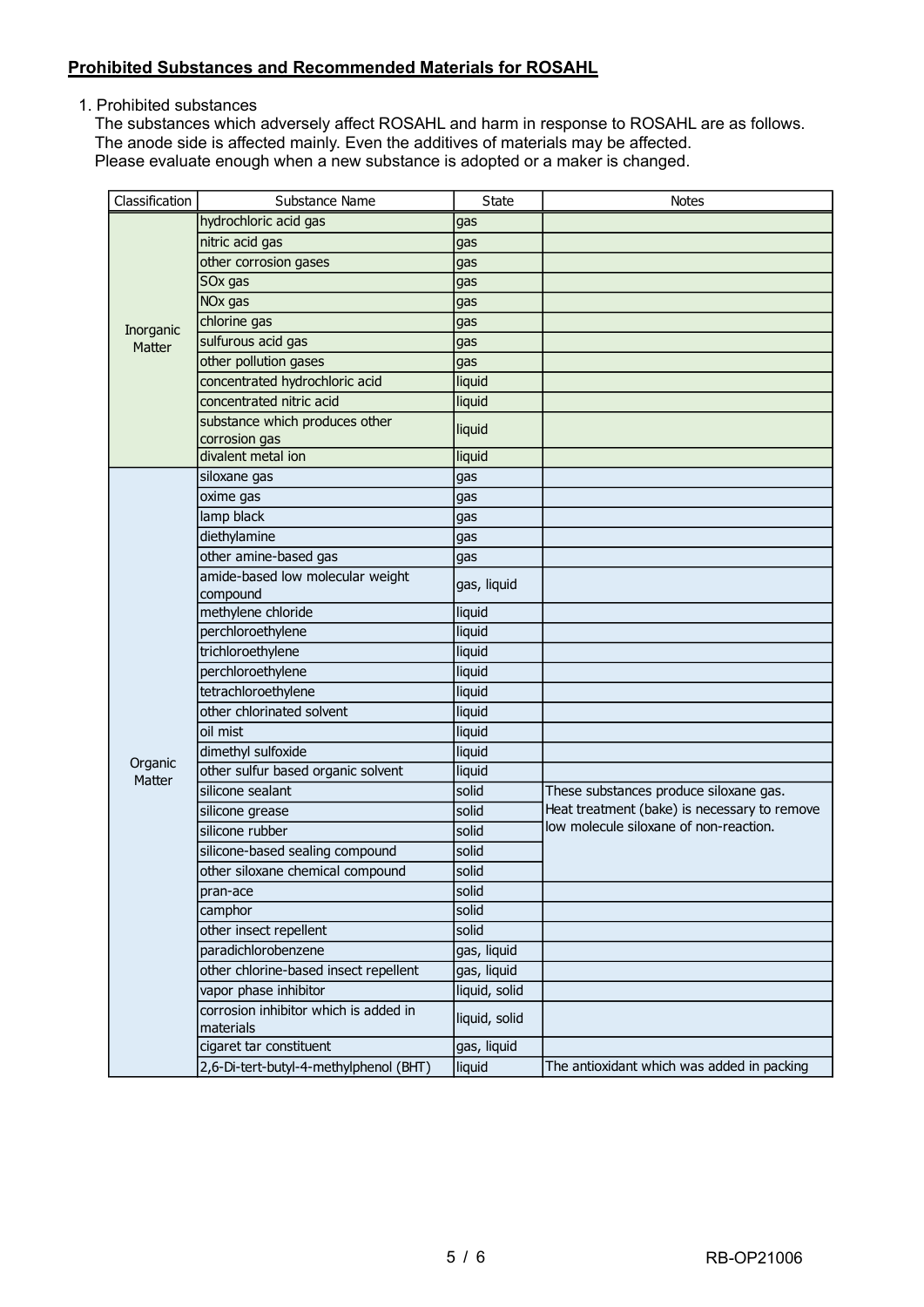## Prohibited Substances and Recommended Materials for ROSAHL

1. Prohibited substances

The substances which adversely affect ROSAHL and harm in response to ROSAHL are as follows.
The anode side is affected mainly. Even the additives of materials may be affected.
Please evaluate enough when a new substance is adopted or a maker is changed.

| Classification | Substance Name | State | Notes |
|---|---|---|---|
| Inorganic Matter | hydrochloric acid gas | gas | |
| | nitric acid gas | gas | |
| | other corrosion gases | gas | |
| | SOx gas | gas | |
| | NOx gas | gas | |
| | chlorine gas | gas | |
| | sulfurous acid gas | gas | |
| | other pollution gases | gas | |
| | concentrated hydrochloric acid | liquid | |
| | concentrated nitric acid | liquid | |
| | substance which produces other corrosion gas | liquid | |
| | divalent metal ion | liquid | |
| Organic Matter | siloxane gas | gas | |
| | oxime gas | gas | |
| | lamp black | gas | |
| | diethylamine | gas | |
| | other amine-based gas | gas | |
| | amide-based low molecular weight compound | gas, liquid | |
| | methylene chloride | liquid | |
| | perchloroethylene | liquid | |
| | trichloroethylene | liquid | |
| | perchloroethylene | liquid | |
| | tetrachloroethylene | liquid | |
| | other chlorinated solvent | liquid | |
| | oil mist | liquid | |
| | dimethyl sulfoxide | liquid | |
| | other sulfur based organic solvent | liquid | |
| | silicone sealant | solid | These substances produce siloxane gas. Heat treatment (bake) is necessary to remove low molecule siloxane of non-reaction. |
| | silicone grease | solid | |
| | silicone rubber | solid | |
| | silicone-based sealing compound | solid | |
| | other siloxane chemical compound | solid | |
| | pran-ace | solid | |
| | camphor | solid | |
| | other insect repellent | solid | |
| | paradichlorobenzene | gas, liquid | |
| | other chlorine-based insect repellent | gas, liquid | |
| | vapor phase inhibitor | liquid, solid | |
| | corrosion inhibitor which is added in materials | liquid, solid | |
| | cigaret tar constituent | gas, liquid | |
| | 2,6-Di-tert-butyl-4-methylphenol (BHT) | liquid | The antioxidant which was added in packing |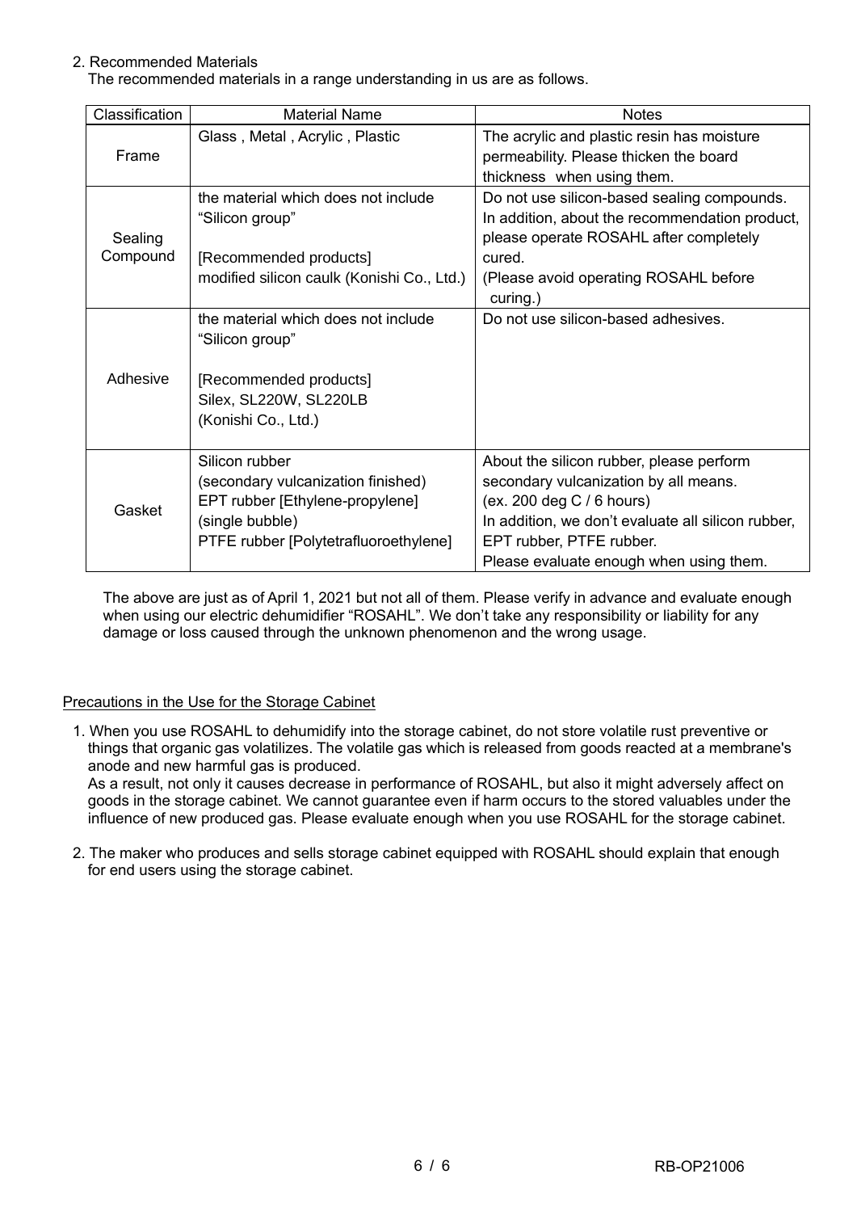2. Recommended Materials

The recommended materials in a range understanding in us are as follows.

| Classification | Material Name | Notes |
|---|---|---|
| Frame | Glass , Metal , Acrylic , Plastic | The acrylic and plastic resin has moisture permeability. Please thicken the board thickness when using them. |
| Sealing Compound | the material which does not include "Silicon group"<br><br>[Recommended products]<br>modified silicon caulk (Konishi Co., Ltd.) | Do not use silicon-based sealing compounds. In addition, about the recommendation product, please operate ROSAHL after completely cured.<br>(Please avoid operating ROSAHL before curing.) |
| Adhesive | the material which does not include "Silicon group"<br><br>[Recommended products]<br>Silex, SL220W, SL220LB<br>(Konishi Co., Ltd.) | Do not use silicon-based adhesives. |
| Gasket | Silicon rubber<br>(secondary vulcanization finished)<br>EPT rubber [Ethylene-propylene]<br>(single bubble)<br>PTFE rubber [Polytetrafluoroethylene] | About the silicon rubber, please perform secondary vulcanization by all means.<br>(ex. 200 deg C / 6 hours)<br>In addition, we don't evaluate all silicon rubber, EPT rubber, PTFE rubber.<br>Please evaluate enough when using them. |

The above are just as of April 1, 2021 but not all of them. Please verify in advance and evaluate enough when using our electric dehumidifier "ROSAHL". We don't take any responsibility or liability for any damage or loss caused through the unknown phenomenon and the wrong usage.

## Precautions in the Use for the Storage Cabinet

1. When you use ROSAHL to dehumidify into the storage cabinet, do not store volatile rust preventive or things that organic gas volatilizes. The volatile gas which is released from goods reacted at a membrane's anode and new harmful gas is produced.
   As a result, not only it causes decrease in performance of ROSAHL, but also it might adversely affect on goods in the storage cabinet. We cannot guarantee even if harm occurs to the stored valuables under the influence of new produced gas. Please evaluate enough when you use ROSAHL for the storage cabinet.

2. The maker who produces and sells storage cabinet equipped with ROSAHL should explain that enough for end users using the storage cabinet.